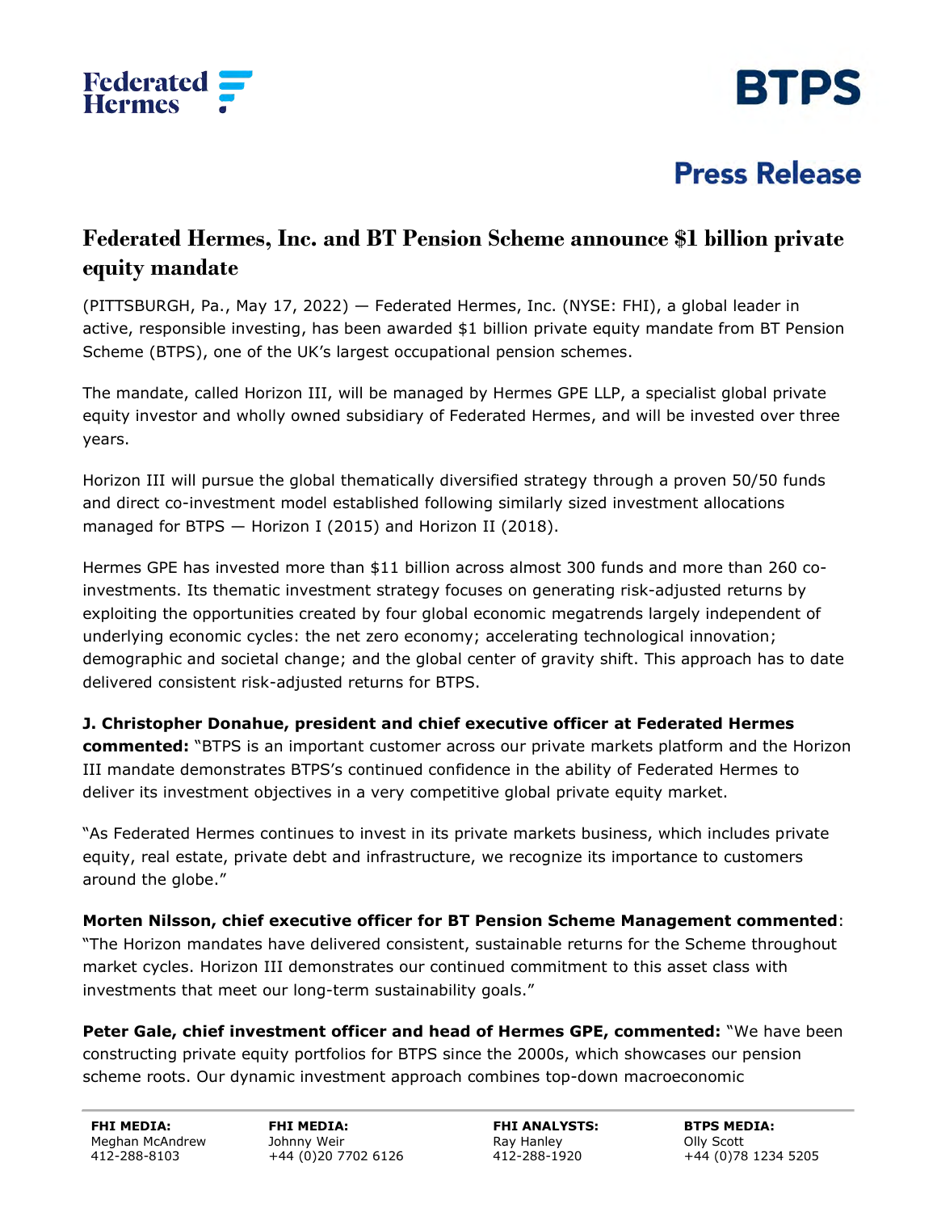Federated Hermes

BTPS

Press Release

# Federated Hermes, Inc. and BT Pension Scheme announce $1 billion private equity mandate

(PITTSBURGH, Pa., May 17, 2022) — Federated Hermes, Inc. (NYSE: FHI), a global leader in active, responsible investing, has been awarded $1 billion private equity mandate from BT Pension Scheme (BTPS), one of the UK's largest occupational pension schemes.

The mandate, called Horizon III, will be managed by Hermes GPE LLP, a specialist global private equity investor and wholly owned subsidiary of Federated Hermes, and will be invested over three years.

Horizon III will pursue the global thematically diversified strategy through a proven 50/50 funds and direct co-investment model established following similarly sized investment allocations managed for BTPS — Horizon I (2015) and Horizon II (2018).

Hermes GPE has invested more than $11 billion across almost 300 funds and more than 260 co-investments. Its thematic investment strategy focuses on generating risk-adjusted returns by exploiting the opportunities created by four global economic megatrends largely independent of underlying economic cycles: the net zero economy; accelerating technological innovation; demographic and societal change; and the global center of gravity shift. This approach has to date delivered consistent risk-adjusted returns for BTPS.

**J. Christopher Donahue, president and chief executive officer at Federated Hermes commented:** "BTPS is an important customer across our private markets platform and the Horizon III mandate demonstrates BTPS's continued confidence in the ability of Federated Hermes to deliver its investment objectives in a very competitive global private equity market.

"As Federated Hermes continues to invest in its private markets business, which includes private equity, real estate, private debt and infrastructure, we recognize its importance to customers around the globe."

**Morten Nilsson, chief executive officer for BT Pension Scheme Management commented**: "The Horizon mandates have delivered consistent, sustainable returns for the Scheme throughout market cycles. Horizon III demonstrates our continued commitment to this asset class with investments that meet our long-term sustainability goals."

**Peter Gale, chief investment officer and head of Hermes GPE, commented:** "We have been constructing private equity portfolios for BTPS since the 2000s, which showcases our pension scheme roots. Our dynamic investment approach combines top-down macroeconomic

| FHI MEDIA: | FHI MEDIA: | FHI ANALYSTS: | BTPS MEDIA: |
| --- | --- | --- | --- |
| Meghan McAndrew | Johnny Weir | Ray Hanley | Olly Scott |
| 412-288-8103 | +44 (0)20 7702 6126 | 412-288-1920 | +44 (0)78 1234 5205 |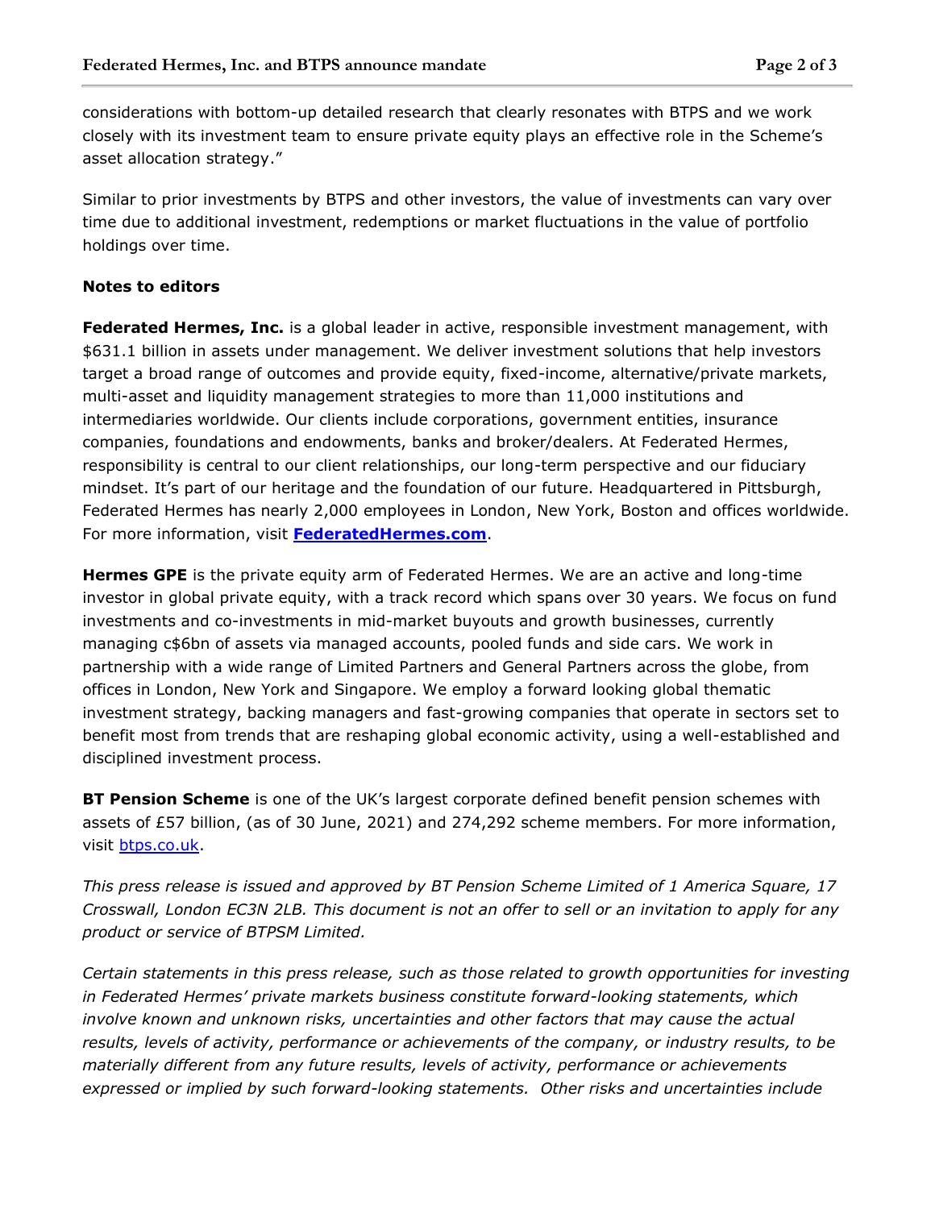considerations with bottom-up detailed research that clearly resonates with BTPS and we work closely with its investment team to ensure private equity plays an effective role in the Scheme's asset allocation strategy."

Similar to prior investments by BTPS and other investors, the value of investments can vary over time due to additional investment, redemptions or market fluctuations in the value of portfolio holdings over time.

**Notes to editors**

**Federated Hermes, Inc.** is a global leader in active, responsible investment management, with $631.1 billion in assets under management. We deliver investment solutions that help investors target a broad range of outcomes and provide equity, fixed-income, alternative/private markets, multi-asset and liquidity management strategies to more than 11,000 institutions and intermediaries worldwide. Our clients include corporations, government entities, insurance companies, foundations and endowments, banks and broker/dealers. At Federated Hermes, responsibility is central to our client relationships, our long-term perspective and our fiduciary mindset. It's part of our heritage and the foundation of our future. Headquartered in Pittsburgh, Federated Hermes has nearly 2,000 employees in London, New York, Boston and offices worldwide. For more information, visit **[FederatedHermes.com](FederatedHermes.com)**.

**Hermes GPE** is the private equity arm of Federated Hermes. We are an active and long-time investor in global private equity, with a track record which spans over 30 years. We focus on fund investments and co-investments in mid-market buyouts and growth businesses, currently managing c$6bn of assets via managed accounts, pooled funds and side cars. We work in partnership with a wide range of Limited Partners and General Partners across the globe, from offices in London, New York and Singapore. We employ a forward looking global thematic investment strategy, backing managers and fast-growing companies that operate in sectors set to benefit most from trends that are reshaping global economic activity, using a well-established and disciplined investment process.

**BT Pension Scheme** is one of the UK's largest corporate defined benefit pension schemes with assets of £57 billion, (as of 30 June, 2021) and 274,292 scheme members. For more information, visit [btps.co.uk](btps.co.uk).

*This press release is issued and approved by BT Pension Scheme Limited of 1 America Square, 17 Crosswall, London EC3N 2LB. This document is not an offer to sell or an invitation to apply for any product or service of BTPSM Limited.*

*Certain statements in this press release, such as those related to growth opportunities for investing in Federated Hermes' private markets business constitute forward-looking statements, which involve known and unknown risks, uncertainties and other factors that may cause the actual results, levels of activity, performance or achievements of the company, or industry results, to be materially different from any future results, levels of activity, performance or achievements expressed or implied by such forward-looking statements. Other risks and uncertainties include*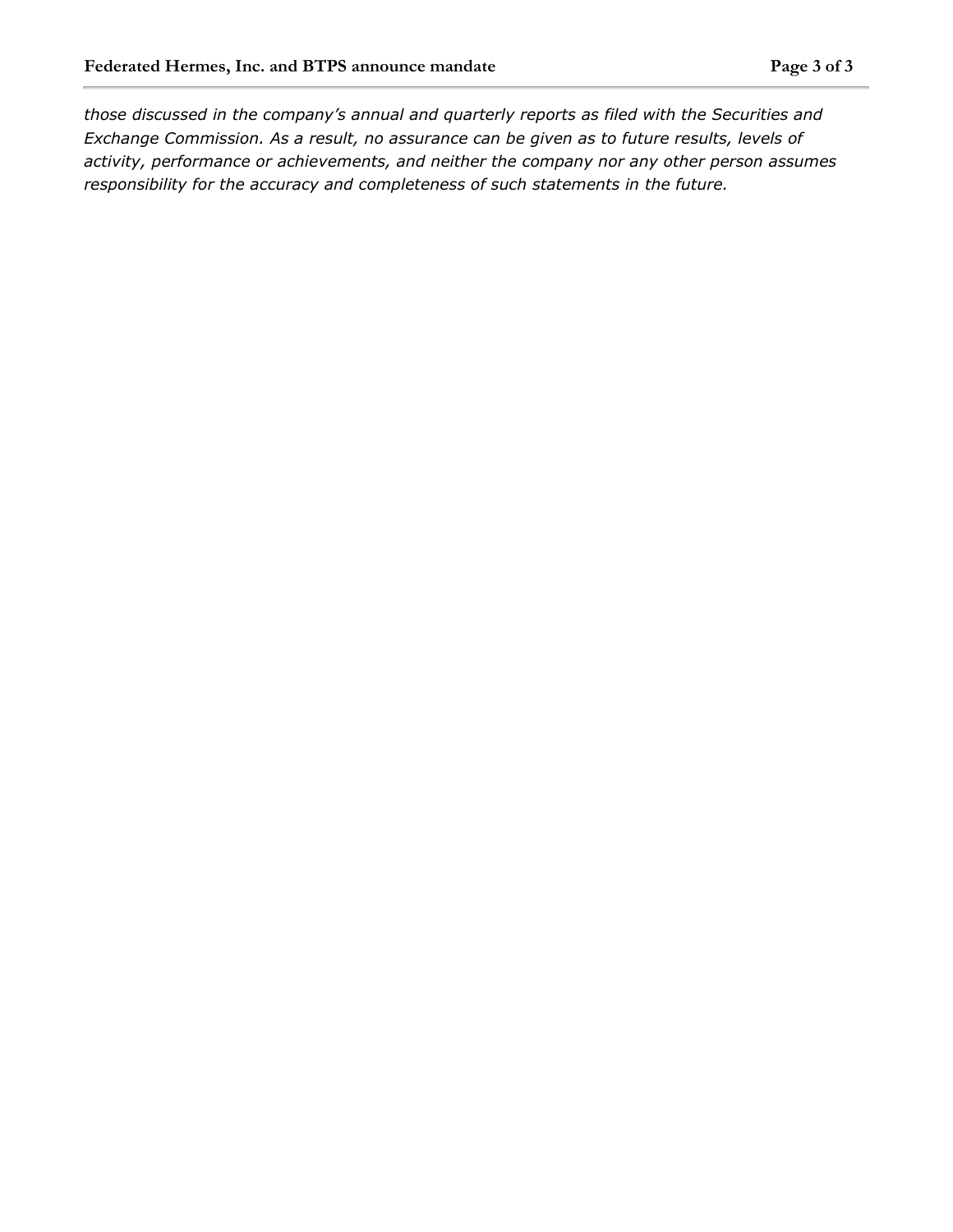*those discussed in the company's annual and quarterly reports as filed with the Securities and Exchange Commission. As a result, no assurance can be given as to future results, levels of activity, performance or achievements, and neither the company nor any other person assumes responsibility for the accuracy and completeness of such statements in the future.*